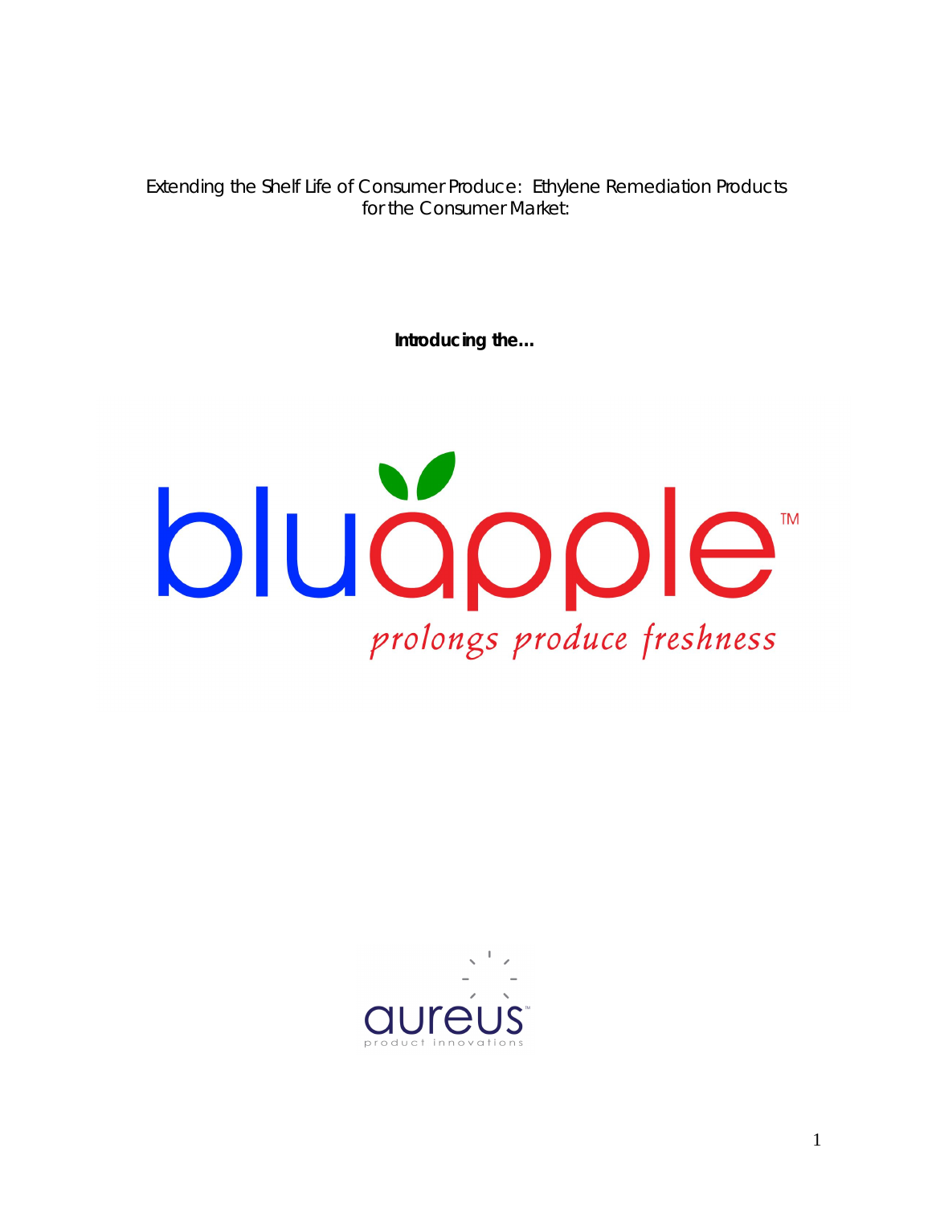Extending the Shelf Life of Consumer Produce: Ethylene Remediation Products for the Consumer Market:

**Introducing the…**

# bluapple™

*prolongs produce freshness*

aureus™

product innovations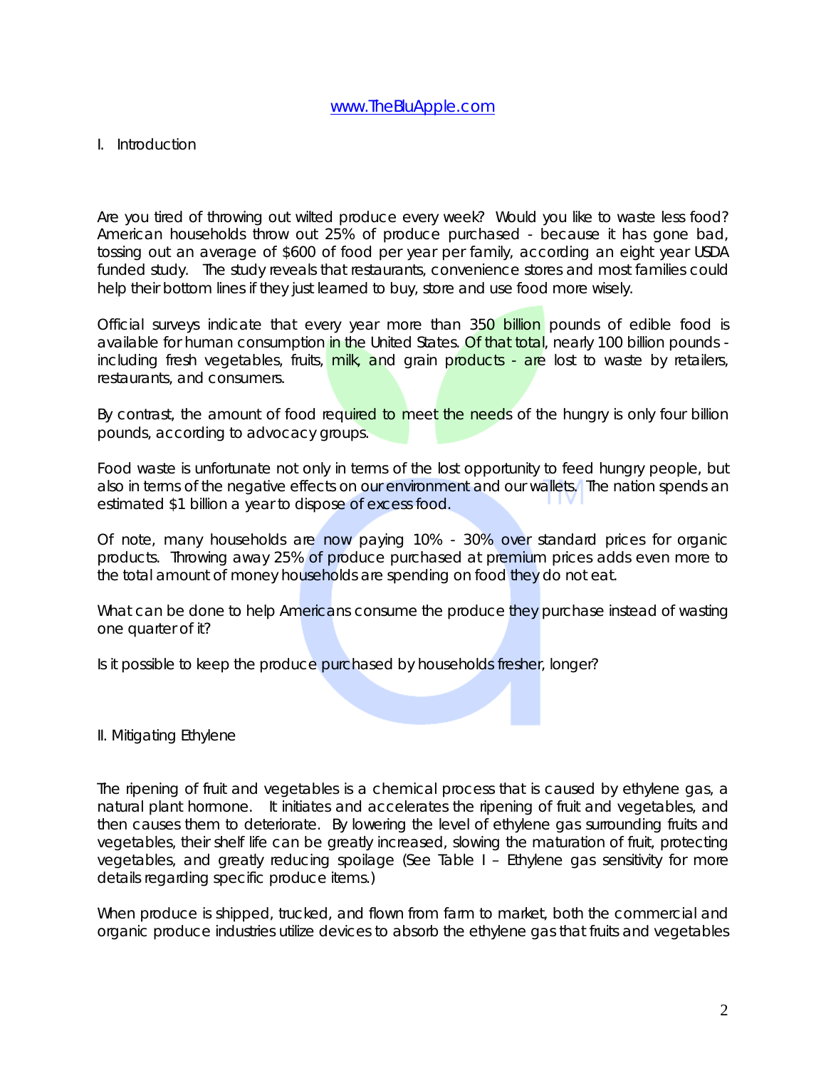[www.TheBluApple.com](http://www.TheBluApple.com)

## I. Introduction

Are you tired of throwing out wilted produce every week? Would you like to waste less food? American households throw out 25% of produce purchased - because it has gone bad, tossing out an average of $600 of food per year per family, according an eight year USDA funded study. The study reveals that restaurants, convenience stores and most families could help their bottom lines if they just learned to buy, store and use food more wisely.

Official surveys indicate that every year more than 350 billion pounds of edible food is available for human consumption in the United States. Of that total, nearly 100 billion pounds - including fresh vegetables, fruits, milk, and grain products - are lost to waste by retailers, restaurants, and consumers.

By contrast, the amount of food required to meet the needs of the hungry is only four billion pounds, according to advocacy groups.

Food waste is unfortunate not only in terms of the lost opportunity to feed hungry people, but also in terms of the negative effects on our environment and our wallets. The nation spends an estimated $1 billion a year to dispose of excess food.

Of note, many households are now paying 10% - 30% over standard prices for organic products. Throwing away 25% of produce purchased at premium prices adds even more to the total amount of money households are spending on food they do not eat.

What can be done to help Americans consume the produce they purchase instead of wasting one quarter of it?

Is it possible to keep the produce purchased by households fresher, longer?

## II. Mitigating Ethylene

The ripening of fruit and vegetables is a chemical process that is caused by ethylene gas, a natural plant hormone. It initiates and accelerates the ripening of fruit and vegetables, and then causes them to deteriorate. By lowering the level of ethylene gas surrounding fruits and vegetables, their shelf life can be greatly increased, slowing the maturation of fruit, protecting vegetables, and greatly reducing spoilage (See Table I – Ethylene gas sensitivity for more details regarding specific produce items.)

When produce is shipped, trucked, and flown from farm to market, both the commercial and organic produce industries utilize devices to absorb the ethylene gas that fruits and vegetables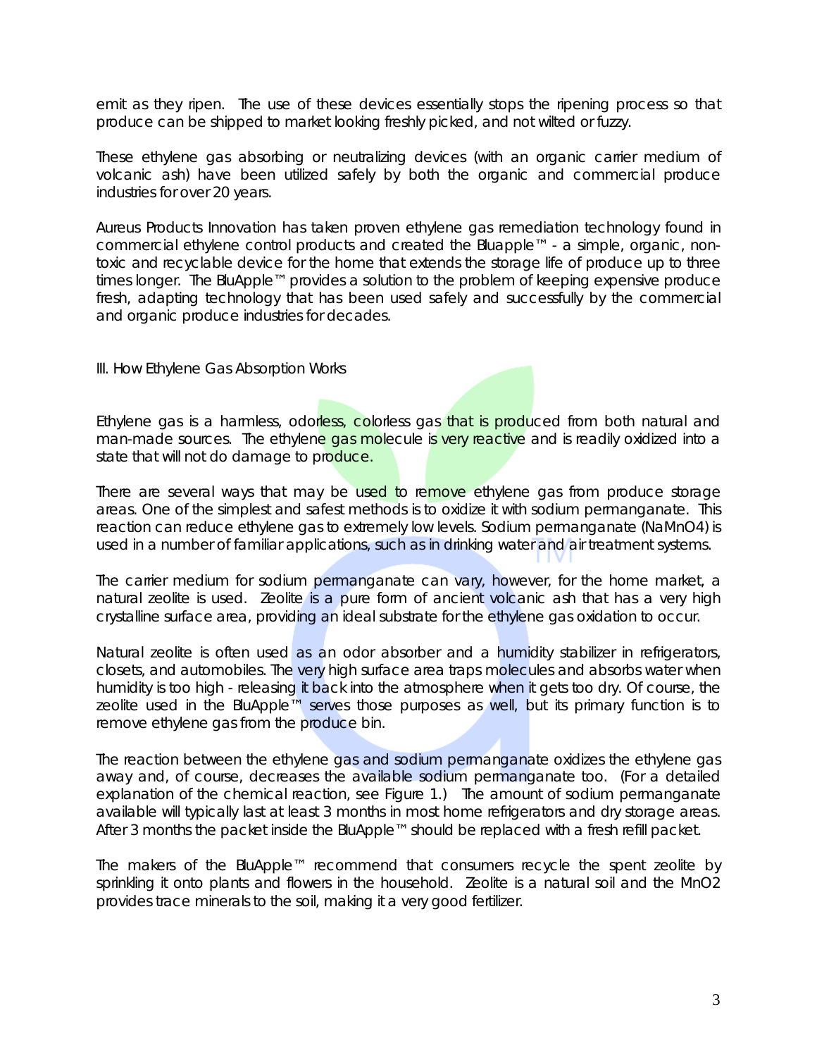emit as they ripen. The use of these devices essentially stops the ripening process so that produce can be shipped to market looking freshly picked, and not wilted or fuzzy.

These ethylene gas absorbing or neutralizing devices (with an organic carrier medium of volcanic ash) have been utilized safely by both the organic and commercial produce industries for over 20 years.

Aureus Products Innovation has taken proven ethylene gas remediation technology found in commercial ethylene control products and created the Bluapple™ - a simple, organic, non-toxic and recyclable device for the home that extends the storage life of produce up to three times longer. The BluApple™ provides a solution to the problem of keeping expensive produce fresh, adapting technology that has been used safely and successfully by the commercial and organic produce industries for decades.

## III. How Ethylene Gas Absorption Works

Ethylene gas is a harmless, odorless, colorless gas that is produced from both natural and man-made sources. The ethylene gas molecule is very reactive and is readily oxidized into a state that will not do damage to produce.

There are several ways that may be used to remove ethylene gas from produce storage areas. One of the simplest and safest methods is to oxidize it with sodium permanganate. This reaction can reduce ethylene gas to extremely low levels. Sodium permanganate ($NaMnO_4$) is used in a number of familiar applications, such as in drinking water and air treatment systems.

The carrier medium for sodium permanganate can vary, however, for the home market, a natural zeolite is used. Zeolite is a pure form of ancient volcanic ash that has a very high crystalline surface area, providing an ideal substrate for the ethylene gas oxidation to occur.

Natural zeolite is often used as an odor absorber and a humidity stabilizer in refrigerators, closets, and automobiles. The very high surface area traps molecules and absorbs water when humidity is too high - releasing it back into the atmosphere when it gets too dry. Of course, the zeolite used in the BluApple™ serves those purposes as well, but its primary function is to remove ethylene gas from the produce bin.

The reaction between the ethylene gas and sodium permanganate oxidizes the ethylene gas away and, of course, decreases the available sodium permanganate too. (For a detailed explanation of the chemical reaction, see Figure 1.) The amount of sodium permanganate available will typically last at least 3 months in most home refrigerators and dry storage areas. After 3 months the packet inside the BluApple™ should be replaced with a fresh refill packet.

The makers of the BluApple™ recommend that consumers recycle the spent zeolite by sprinkling it onto plants and flowers in the household. Zeolite is a natural soil and the $MnO_2$ provides trace minerals to the soil, making it a very good fertilizer.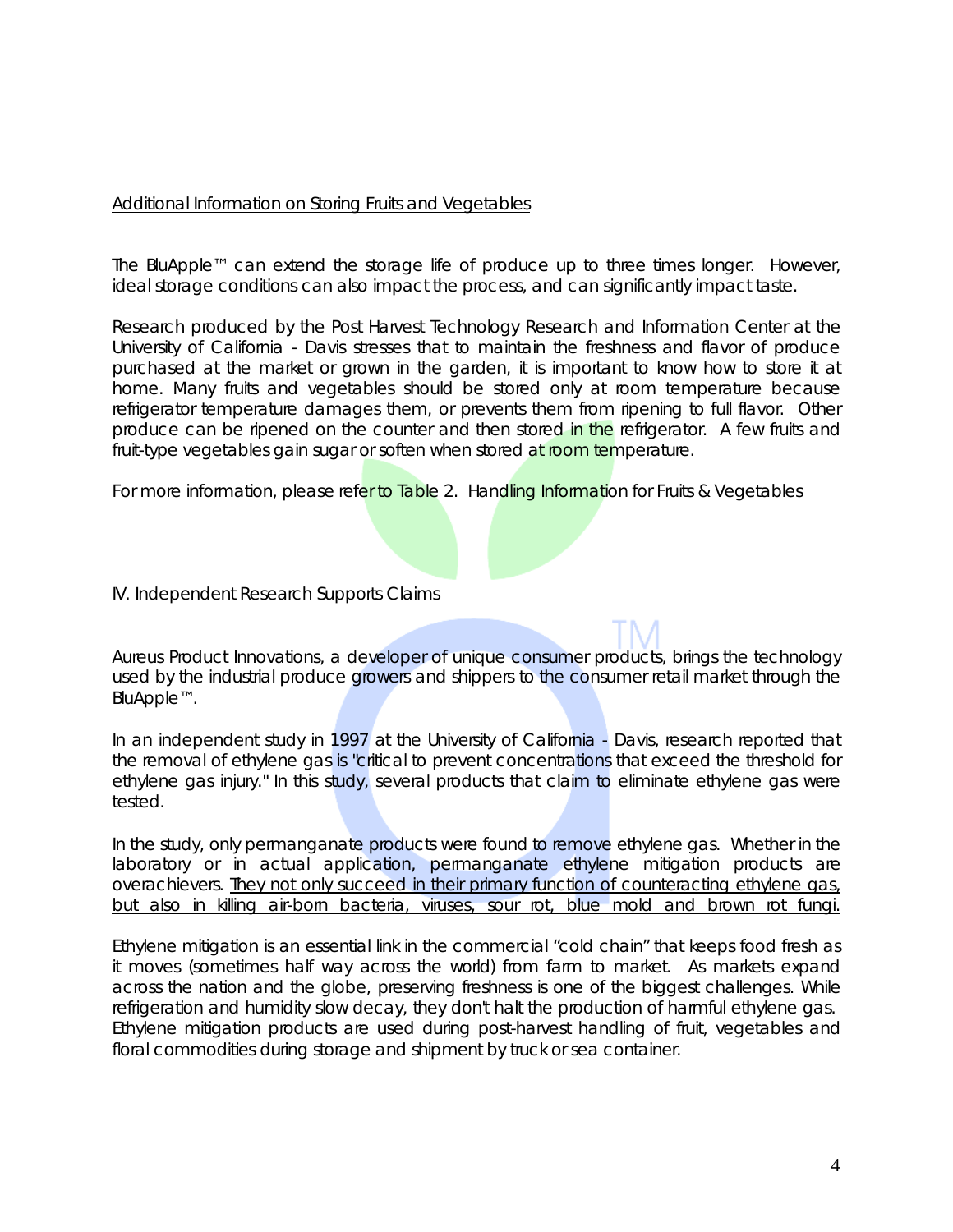<u>Additional Information on Storing Fruits and Vegetables</u>

The BluApple™ can extend the storage life of produce up to three times longer. However, ideal storage conditions can also impact the process, and can significantly impact taste.

Research produced by the Post Harvest Technology Research and Information Center at the University of California - Davis stresses that to maintain the freshness and flavor of produce purchased at the market or grown in the garden, it is important to know how to store it at home. Many fruits and vegetables should be stored only at room temperature because refrigerator temperature damages them, or prevents them from ripening to full flavor. Other produce can be ripened on the counter and then stored in the refrigerator. A few fruits and fruit-type vegetables gain sugar or soften when stored at room temperature.

For more information, please refer to Table 2. Handling Information for Fruits & Vegetables

## IV. Independent Research Supports Claims

Aureus Product Innovations, a developer of unique consumer products, brings the technology used by the industrial produce growers and shippers to the consumer retail market through the BluApple™.

In an independent study in 1997 at the University of California - Davis, research reported that the removal of ethylene gas is "critical to prevent concentrations that exceed the threshold for ethylene gas injury." In this study, several products that claim to eliminate ethylene gas were tested.

In the study, only permanganate products were found to remove ethylene gas. Whether in the laboratory or in actual application, permanganate ethylene mitigation products are overachievers. <u>They not only succeed in their primary function of counteracting ethylene gas, but also in killing air-born bacteria, viruses, sour rot, blue mold and brown rot fungi.</u>

Ethylene mitigation is an essential link in the commercial "cold chain" that keeps food fresh as it moves (sometimes half way across the world) from farm to market. As markets expand across the nation and the globe, preserving freshness is one of the biggest challenges. While refrigeration and humidity slow decay, they don't halt the production of harmful ethylene gas. Ethylene mitigation products are used during post-harvest handling of fruit, vegetables and floral commodities during storage and shipment by truck or sea container.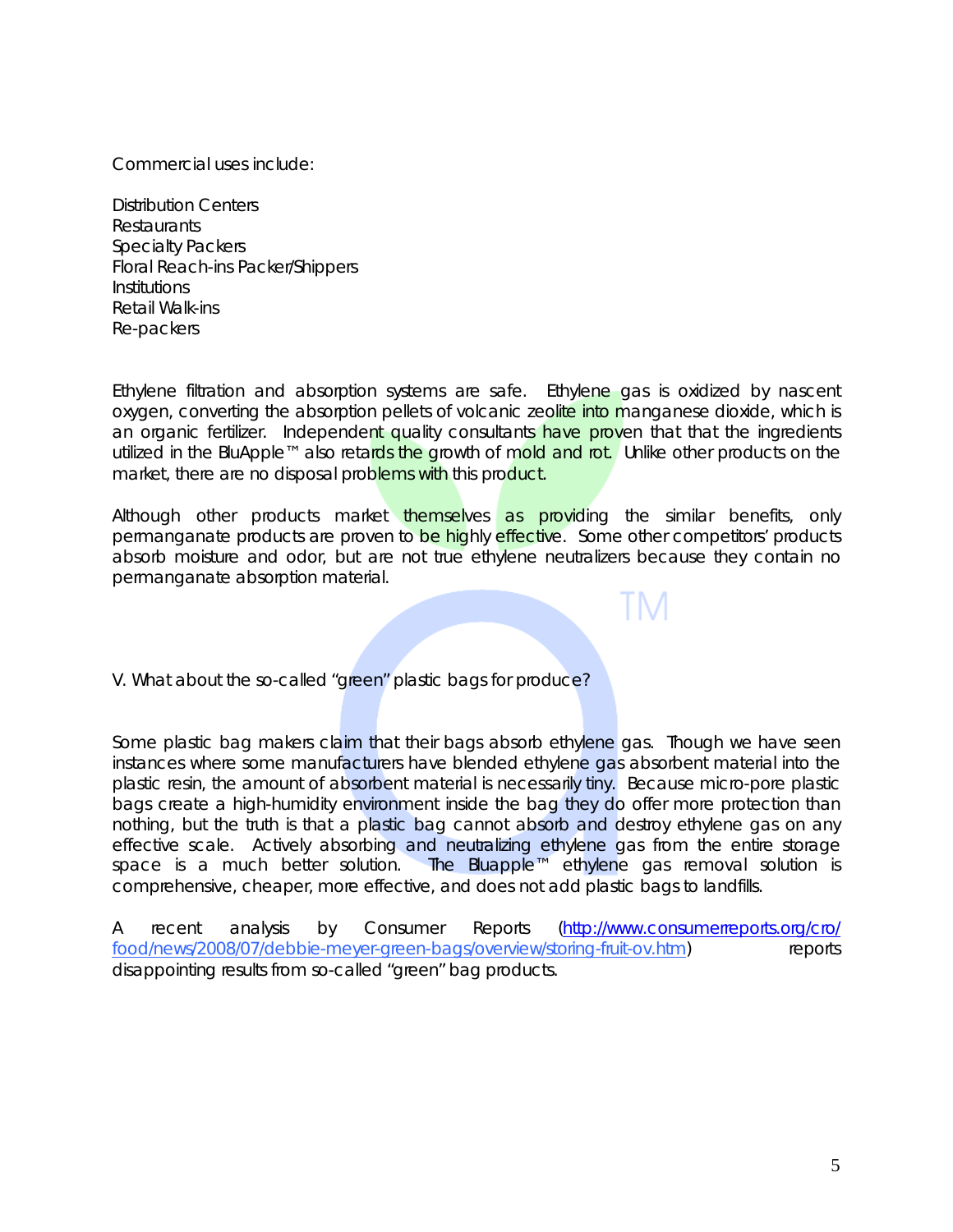Commercial uses include:

Distribution Centers
Restaurants
Specialty Packers
Floral Reach-ins Packer/Shippers
Institutions
Retail Walk-ins
Re-packers

Ethylene filtration and absorption systems are safe. Ethylene gas is oxidized by nascent oxygen, converting the absorption pellets of volcanic zeolite into manganese dioxide, which is an organic fertilizer. Independent quality consultants have proven that that the ingredients utilized in the BluApple™ also retards the growth of mold and rot. Unlike other products on the market, there are no disposal problems with this product.

Although other products market themselves as providing the similar benefits, only permanganate products are proven to be highly effective. Some other competitors' products absorb moisture and odor, but are not true ethylene neutralizers because they contain no permanganate absorption material.

V. What about the so-called "green" plastic bags for produce?

Some plastic bag makers claim that their bags absorb ethylene gas. Though we have seen instances where some manufacturers have blended ethylene gas absorbent material into the plastic resin, the amount of absorbent material is necessarily tiny. Because micro-pore plastic bags create a high-humidity environment inside the bag they do offer more protection than nothing, but the truth is that a plastic bag cannot absorb and destroy ethylene gas on any effective scale. Actively absorbing and neutralizing ethylene gas from the entire storage space is a much better solution. The Bluapple™ ethylene gas removal solution is comprehensive, cheaper, more effective, and does not add plastic bags to landfills.

A recent analysis by Consumer Reports (http://www.consumerreports.org/cro/food/news/2008/07/debbie-meyer-green-bags/overview/storing-fruit-ov.htm) reports disappointing results from so-called "green" bag products.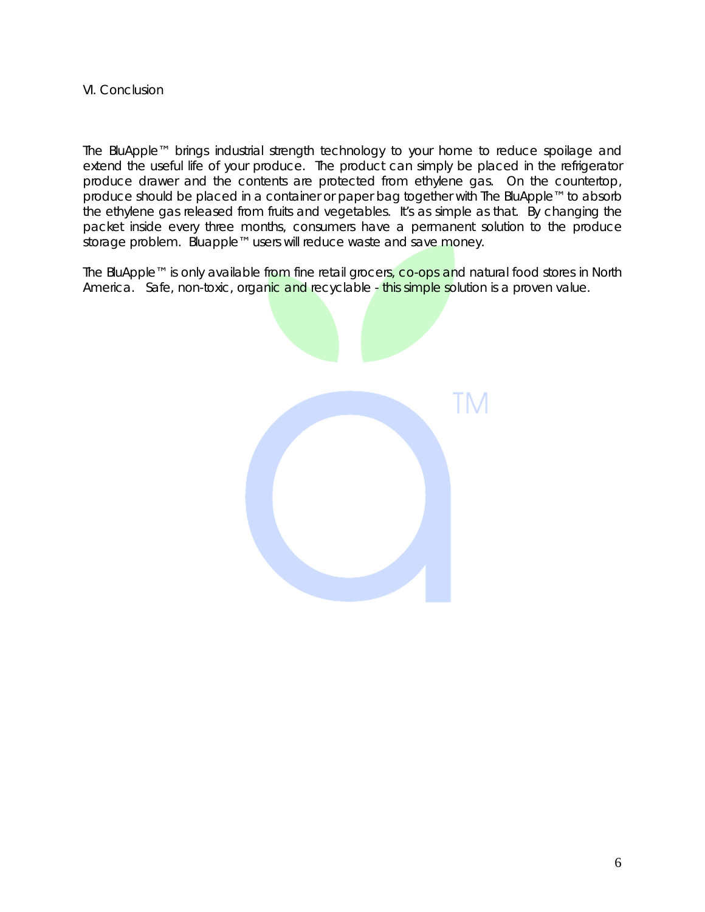## VI. Conclusion

The BluApple™ brings industrial strength technology to your home to reduce spoilage and extend the useful life of your produce. The product can simply be placed in the refrigerator produce drawer and the contents are protected from ethylene gas. On the countertop, produce should be placed in a container or paper bag together with The BluApple™ to absorb the ethylene gas released from fruits and vegetables. It's as simple as that. By changing the packet inside every three months, consumers have a permanent solution to the produce storage problem. Bluapple™ users will reduce waste and save money.

The BluApple™ is only available from fine retail grocers, co-ops and natural food stores in North America. Safe, non-toxic, organic and recyclable - this simple solution is a proven value.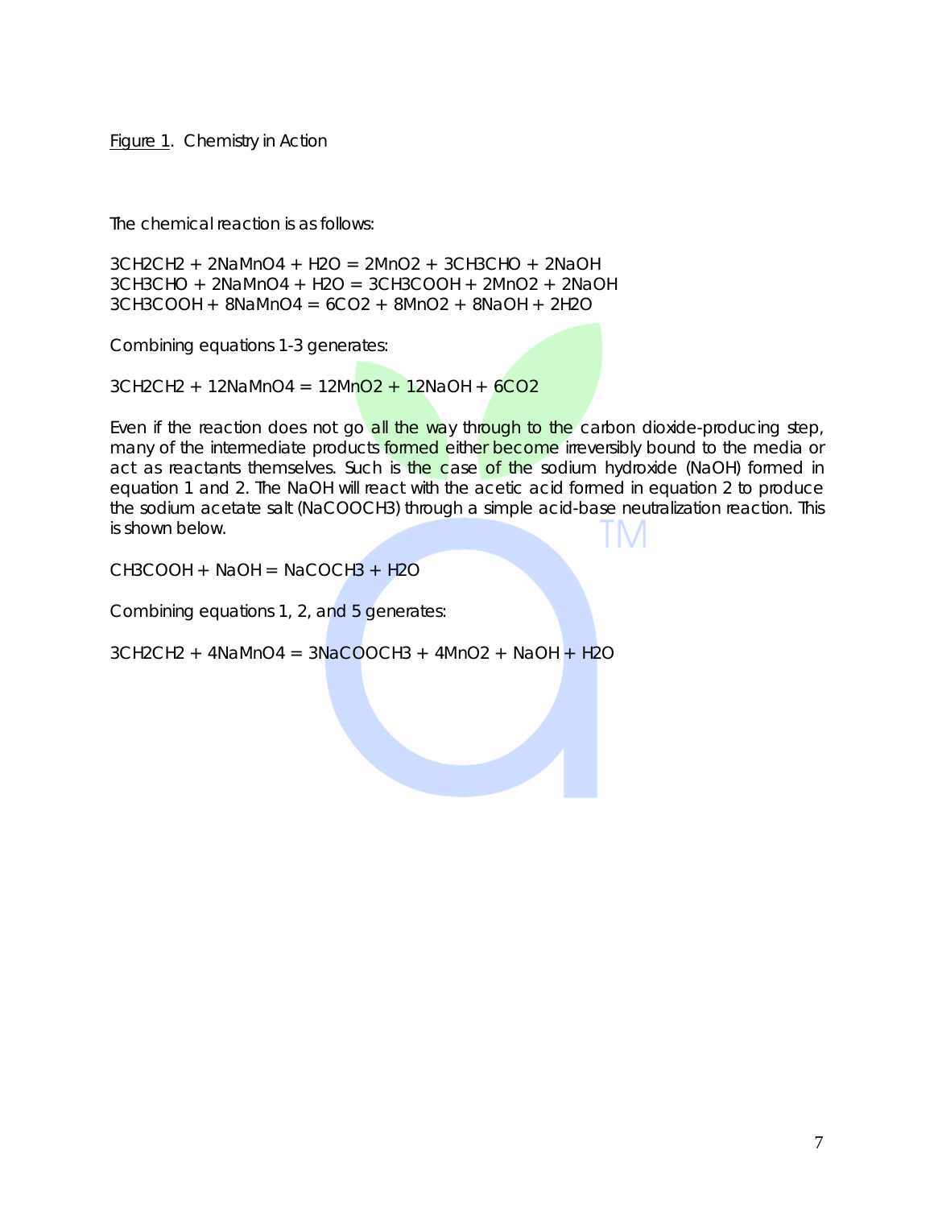Figure 1. Chemistry in Action

The chemical reaction is as follows:

$3CH_2CH_2 + 2NaMnO_4 + H_2O = 2MnO_2 + 3CH_3CHO + 2NaOH$
$3CH_3CHO + 2NaMnO_4 + H_2O = 3CH_3COOH + 2MnO_2 + 2NaOH$
$3CH_3COOH + 8NaMnO_4 = 6CO_2 + 8MnO_2 + 8NaOH + 2H_2O$

Combining equations 1-3 generates:

$3CH_2CH_2 + 12NaMnO_4 = 12MnO_2 + 12NaOH + 6CO_2$

Even if the reaction does not go all the way through to the carbon dioxide-producing step, many of the intermediate products formed either become irreversibly bound to the media or act as reactants themselves. Such is the case of the sodium hydroxide (NaOH) formed in equation 1 and 2. The NaOH will react with the acetic acid formed in equation 2 to produce the sodium acetate salt ($NaCOOCH_3$) through a simple acid-base neutralization reaction. This is shown below.

$CH_3COOH + NaOH = NaCOCH_3 + H_2O$

Combining equations 1, 2, and 5 generates:

$3CH_2CH_2 + 4NaMnO_4 = 3NaCOOCH_3 + 4MnO_2 + NaOH + H_2O$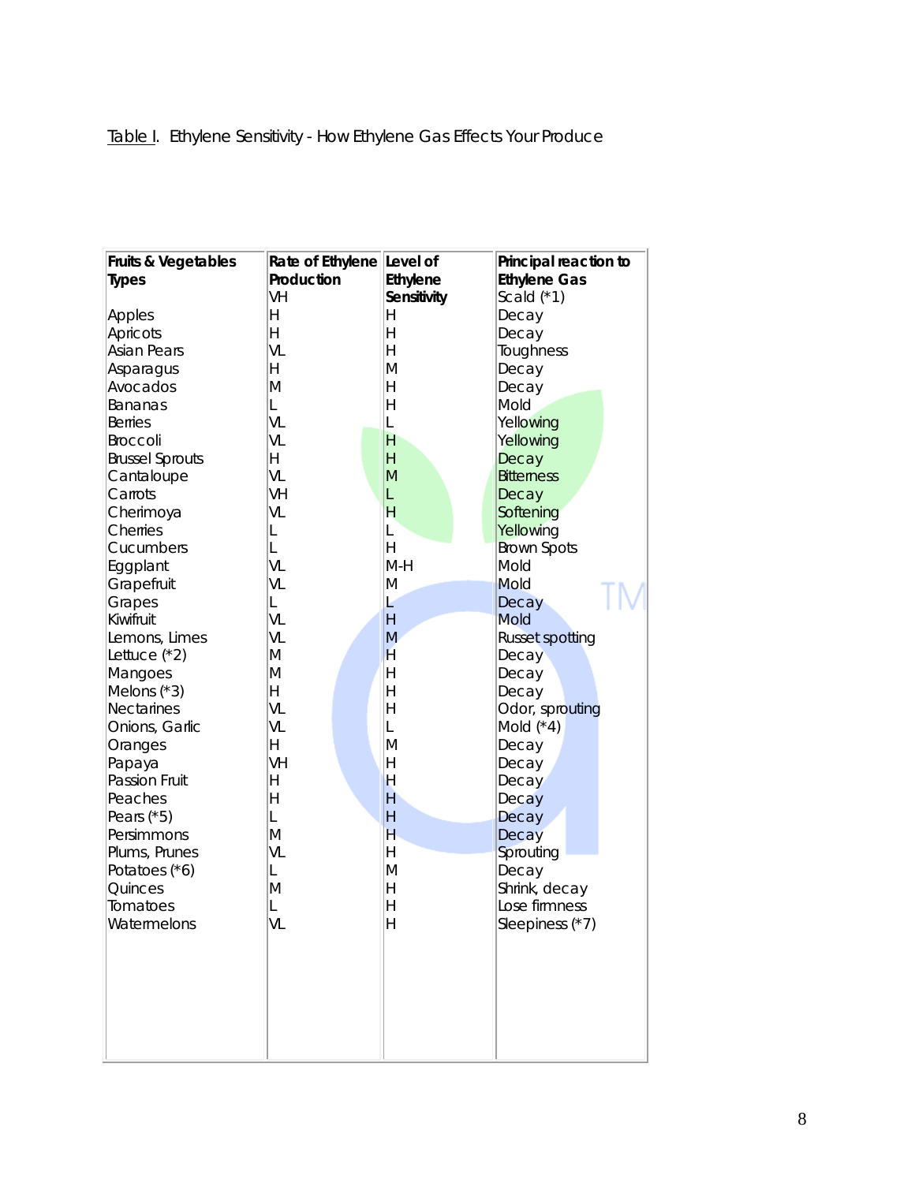Table I. Ethylene Sensitivity - How Ethylene Gas Effects Your Produce

| Fruits & Vegetables Types | Rate of Ethylene Production | Level of Ethylene Sensitivity | Principal reaction to Ethylene Gas |
|---|---|---|---|
| | VH | | Scald (*1) |
| Apples | H | H | Decay |
| Apricots | H | H | Decay |
| Asian Pears | VL | H | Toughness |
| Asparagus | H | M | Decay |
| Avocados | M | H | Decay |
| Bananas | L | H | Mold |
| Berries | VL | L | Yellowing |
| Broccoli | VL | H | Yellowing |
| Brussel Sprouts | H | H | Decay |
| Cantaloupe | VL | M | Bitterness |
| Carrots | VH | L | Decay |
| Cherimoya | VL | H | Softening |
| Cherries | L | L | Yellowing |
| Cucumbers | L | H | Brown Spots |
| Eggplant | VL | M-H | Mold |
| Grapefruit | VL | M | Mold |
| Grapes | L | L | Decay |
| Kiwifruit | VL | H | Mold |
| Lemons, Limes | VL | M | Russet spotting |
| Lettuce (*2) | M | H | Decay |
| Mangoes | M | H | Decay |
| Melons (*3) | H | H | Decay |
| Nectarines | VL | H | Odor, sprouting |
| Onions, Garlic | VL | L | Mold (*4) |
| Oranges | H | M | Decay |
| Papaya | VH | H | Decay |
| Passion Fruit | H | H | Decay |
| Peaches | H | H | Decay |
| Pears (*5) | L | H | Decay |
| Persimmons | M | H | Decay |
| Plums, Prunes | VL | H | Sprouting |
| Potatoes (*6) | L | M | Decay |
| Quinces | M | H | Shrink, decay |
| Tomatoes | L | H | Lose firmness |
| Watermelons | VL | H | Sleepiness (*7) |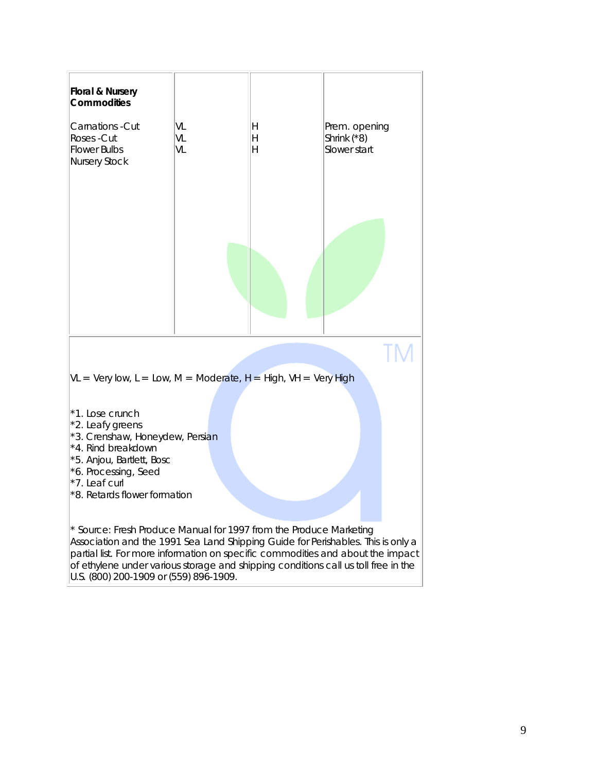| Floral & Nursery Commodities | | | |
|---|---|---|---|
| Carnations -Cut | VL | H | Prem. opening |
| Roses -Cut | VL | H | Shrink (*8) |
| Flower Bulbs | VL | H | Slower start |
| Nursery Stock | | | |

VL = Very low, L = Low, M = Moderate, H = High, VH = Very High

*1. Lose crunch
*2. Leafy greens
*3. Crenshaw, Honeydew, Persian
*4. Rind breakdown
*5. Anjou, Bartlett, Bosc
*6. Processing, Seed
*7. Leaf curl
*8. Retards flower formation

* Source: Fresh Produce Manual for 1997 from the Produce Marketing Association and the 1991 Sea Land Shipping Guide for Perishables. This is only a partial list. For more information on specific commodities and about the impact of ethylene under various storage and shipping conditions call us toll free in the U.S. (800) 200-1909 or (559) 896-1909.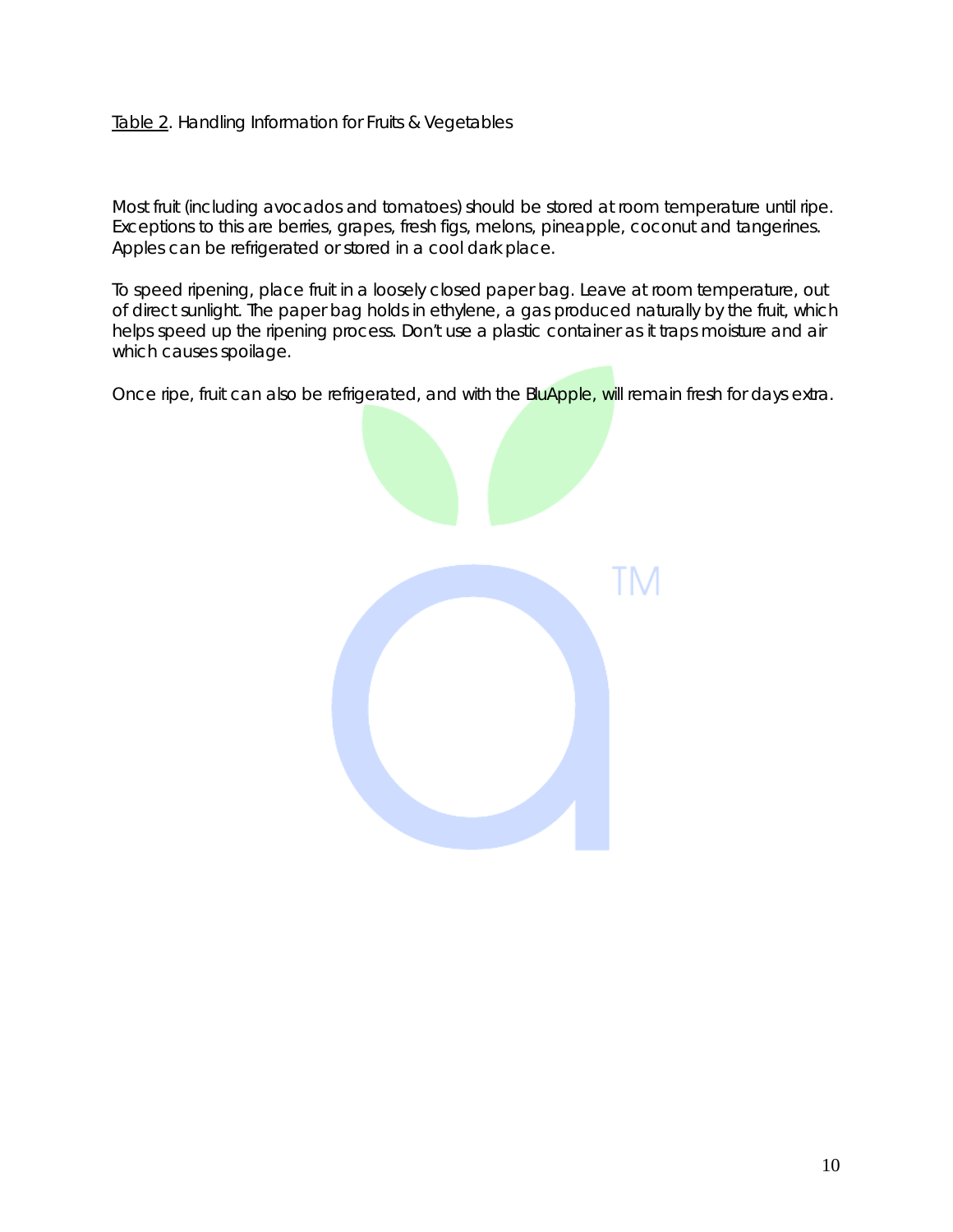Table 2. Handling Information for Fruits & Vegetables

Most fruit (including avocados and tomatoes) should be stored at room temperature until ripe. Exceptions to this are berries, grapes, fresh figs, melons, pineapple, coconut and tangerines. Apples can be refrigerated or stored in a cool dark place.

To speed ripening, place fruit in a loosely closed paper bag. Leave at room temperature, out of direct sunlight. The paper bag holds in ethylene, a gas produced naturally by the fruit, which helps speed up the ripening process. Don't use a plastic container as it traps moisture and air which causes spoilage.

Once ripe, fruit can also be refrigerated, and with the BluApple, will remain fresh for days extra.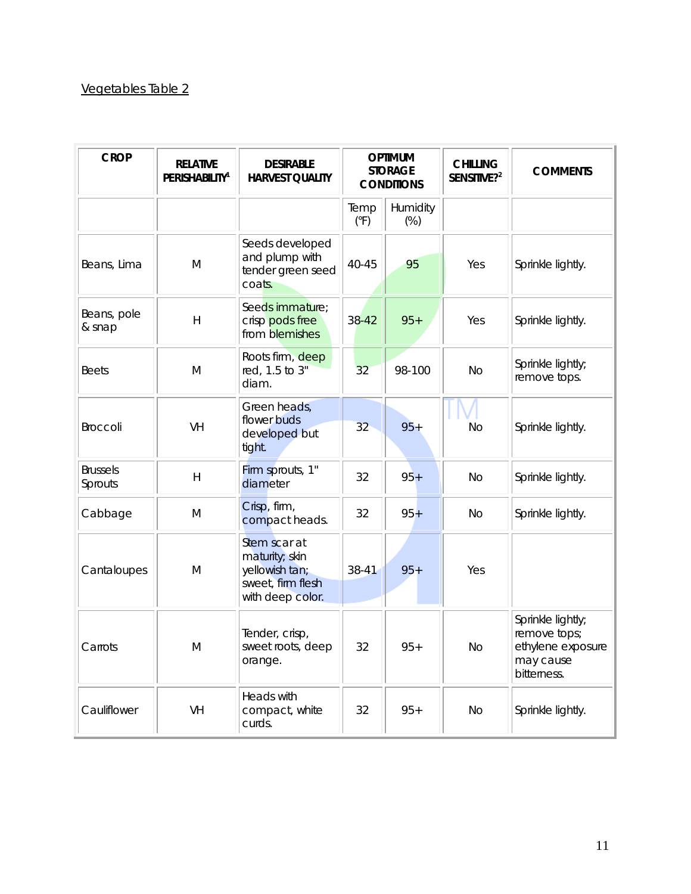Vegetables Table 2

| CROP | RELATIVE PERISHABILITY[1] | DESIRABLE HARVEST QUALITY | OPTIMUM STORAGE CONDITIONS | | CHILLING SENSITIVE?[2] | COMMENTS |
|---|---|---|---|---|---|---|
| | | | Temp (°F) | Humidity (%) | | |
| Beans, Lima | M | Seeds developed and plump with tender green seed coats. | 40-45 | 95 | Yes | Sprinkle lightly. |
| Beans, pole & snap | H | Seeds immature; crisp pods free from blemishes | 38-42 | 95+ | Yes | Sprinkle lightly. |
| Beets | M | Roots firm, deep red, 1.5 to 3" diam. | 32 | 98-100 | No | Sprinkle lightly; remove tops. |
| Broccoli | VH | Green heads, flower buds developed but tight. | 32 | 95+ | No | Sprinkle lightly. |
| Brussels Sprouts | H | Firm sprouts, 1" diameter | 32 | 95+ | No | Sprinkle lightly. |
| Cabbage | M | Crisp, firm, compact heads. | 32 | 95+ | No | Sprinkle lightly. |
| Cantaloupes | M | Stem scar at maturity; skin yellowish tan; sweet, firm flesh with deep color. | 38-41 | 95+ | Yes | |
| Carrots | M | Tender, crisp, sweet roots, deep orange. | 32 | 95+ | No | Sprinkle lightly; remove tops; ethylene exposure may cause bitterness. |
| Cauliflower | VH | Heads with compact, white curds. | 32 | 95+ | No | Sprinkle lightly. |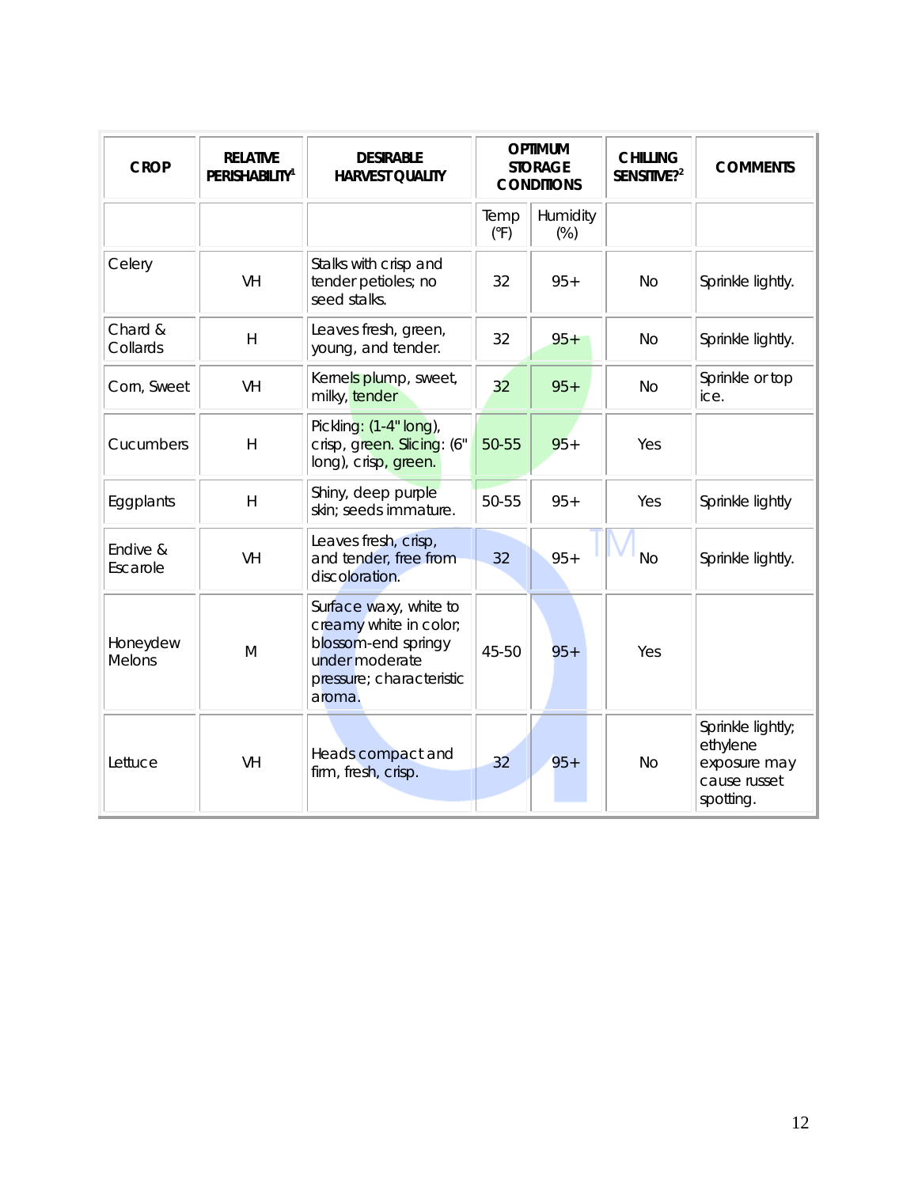| CROP | RELATIVE PERISHABILITY[1] | DESIRABLE HARVEST QUALITY | OPTIMUM STORAGE CONDITIONS | | CHILLING SENSITIVE?[2] | COMMENTS |
|---|---|---|---|---|---|---|
| | | | Temp (°F) | Humidity (%) | | |
| Celery | VH | Stalks with crisp and tender petioles; no seed stalks. | 32 | 95+ | No | Sprinkle lightly. |
| Chard & Collards | H | Leaves fresh, green, young, and tender. | 32 | 95+ | No | Sprinkle lightly. |
| Corn, Sweet | VH | Kernels plump, sweet, milky, tender | 32 | 95+ | No | Sprinkle or top ice. |
| Cucumbers | H | Pickling: (1-4" long), crisp, green. Slicing: (6" long), crisp, green. | 50-55 | 95+ | Yes | |
| Eggplants | H | Shiny, deep purple skin; seeds immature. | 50-55 | 95+ | Yes | Sprinkle lightly |
| Endive & Escarole | VH | Leaves fresh, crisp, and tender, free from discoloration. | 32 | 95+ | No | Sprinkle lightly. |
| Honeydew Melons | M | Surface waxy, white to creamy white in color, blossom-end springy under moderate pressure; characteristic aroma. | 45-50 | 95+ | Yes | |
| Lettuce | VH | Heads compact and firm, fresh, crisp. | 32 | 95+ | No | Sprinkle lightly; ethylene exposure may cause russet spotting. |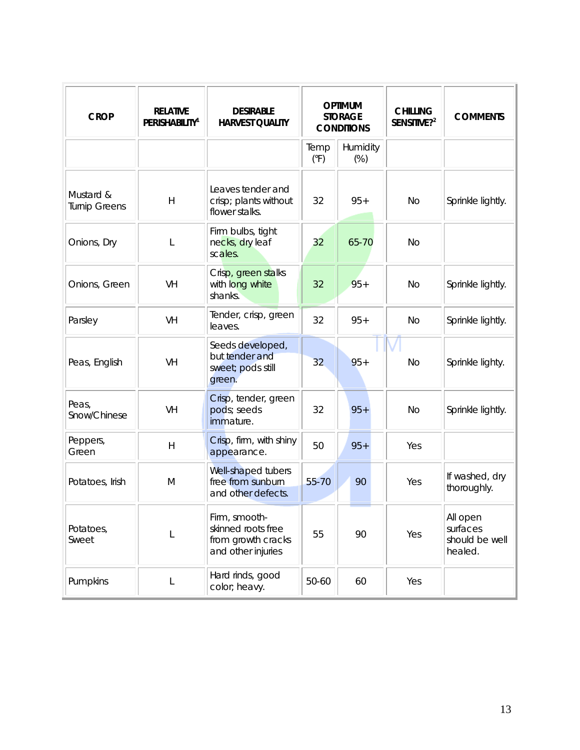| CROP | RELATIVE PERISHABILITY[1] | DESIRABLE HARVEST QUALITY | OPTIMUM STORAGE CONDITIONS | | CHILLING SENSITIVE?[2] | COMMENTS |
|---|---|---|---|---|---|---|
| | | | Temp (°F) | Humidity (%) | | |
| Mustard & Turnip Greens | H | Leaves tender and crisp; plants without flower stalks. | 32 | 95+ | No | Sprinkle lightly. |
| Onions, Dry | L | Firm bulbs, tight necks, dry leaf scales. | 32 | 65-70 | No | |
| Onions, Green | VH | Crisp, green stalks with long white shanks. | 32 | 95+ | No | Sprinkle lightly. |
| Parsley | VH | Tender, crisp, green leaves. | 32 | 95+ | No | Sprinkle lightly. |
| Peas, English | VH | Seeds developed, but tender and sweet; pods still green. | 32 | 95+ | No | Sprinkle lighty. |
| Peas, Snow/Chinese | VH | Crisp, tender, green pods; seeds immature. | 32 | 95+ | No | Sprinkle lightly. |
| Peppers, Green | H | Crisp, firm, with shiny appearance. | 50 | 95+ | Yes | |
| Potatoes, Irish | M | Well-shaped tubers free from sunburn and other defects. | 55-70 | 90 | Yes | If washed, dry thoroughly. |
| Potatoes, Sweet | L | Firm, smooth-skinned roots free from growth cracks and other injuries | 55 | 90 | Yes | All open surfaces should be well healed. |
| Pumpkins | L | Hard rinds, good color, heavy. | 50-60 | 60 | Yes | |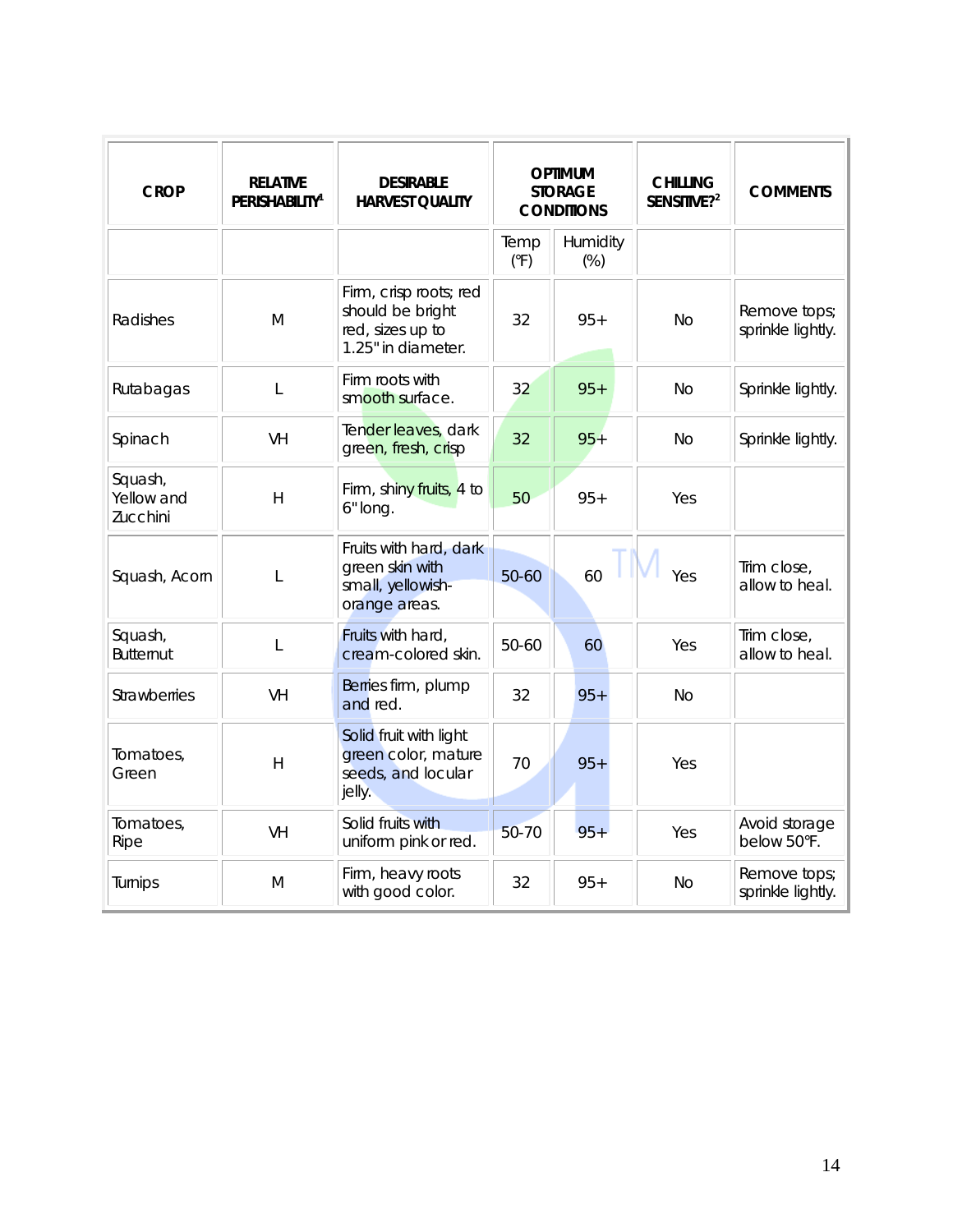| CROP | RELATIVE PERISHABILITY[1] | DESIRABLE HARVEST QUALITY | OPTIMUM STORAGE CONDITIONS | | CHILLING SENSITIVE?[2] | COMMENTS |
|---|---|---|---|---|---|---|
| | | | Temp (°F) | Humidity (%) | | |
| Radishes | M | Firm, crisp roots; red should be bright red, sizes up to 1.25" in diameter. | 32 | 95+ | No | Remove tops; sprinkle lightly. |
| Rutabagas | L | Firm roots with smooth surface. | 32 | 95+ | No | Sprinkle lightly. |
| Spinach | VH | Tender leaves, dark green, fresh, crisp | 32 | 95+ | No | Sprinkle lightly. |
| Squash, Yellow and Zucchini | H | Firm, shiny fruits, 4 to 6" long. | 50 | 95+ | Yes | |
| Squash, Acorn | L | Fruits with hard, dark green skin with small, yellowish-orange areas. | 50-60 | 60 | Yes | Trim close, allow to heal. |
| Squash, Butternut | L | Fruits with hard, cream-colored skin. | 50-60 | 60 | Yes | Trim close, allow to heal. |
| Strawberries | VH | Berries firm, plump and red. | 32 | 95+ | No | |
| Tomatoes, Green | H | Solid fruit with light green color, mature seeds, and locular jelly. | 70 | 95+ | Yes | |
| Tomatoes, Ripe | VH | Solid fruits with uniform pink or red. | 50-70 | 95+ | Yes | Avoid storage below 50°F. |
| Turnips | M | Firm, heavy roots with good color. | 32 | 95+ | No | Remove tops; sprinkle lightly. |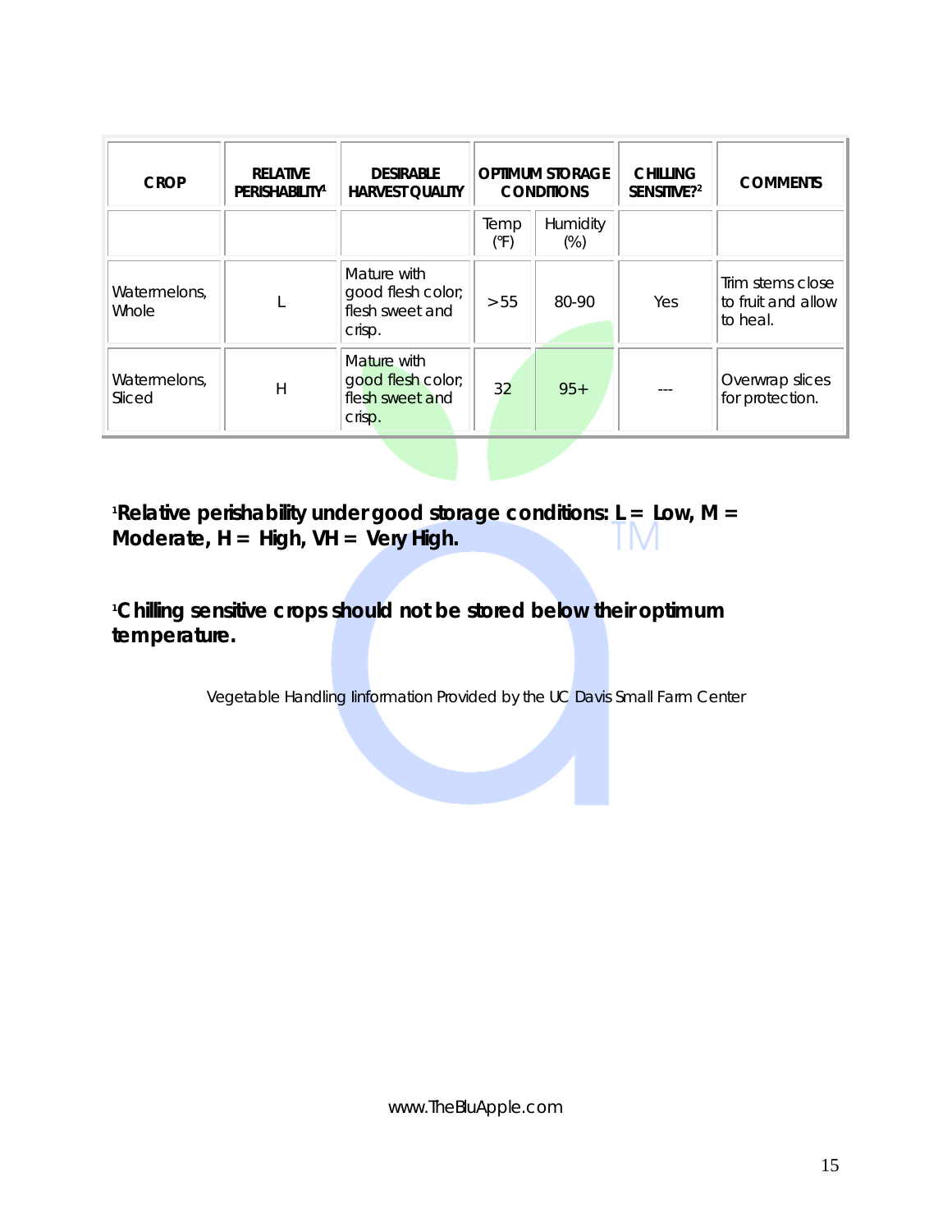| CROP | RELATIVE PERISHABILITY[1] | DESIRABLE HARVEST QUALITY | OPTIMUM STORAGE CONDITIONS | | CHILLING SENSITIVE?[2] | COMMENTS |
|---|---|---|---|---|---|---|
| | | | Temp (°F) | Humidity (%) | | |
| Watermelons, Whole | L | Mature with good flesh color, flesh sweet and crisp. | >55 | 80-90 | Yes | Trim stems close to fruit and allow to heal. |
| Watermelons, Sliced | H | Mature with good flesh color, flesh sweet and crisp. | 32 | 95+ | --- | Overwrap slices for protection. |

[1]**Relative perishability under good storage conditions: L = Low, M = Moderate, H = High, VH = Very High.**

[1]**Chilling sensitive crops should not be stored below their optimum temperature.**

Vegetable Handling Information Provided by the UC Davis Small Farm Center

www.TheBluApple.com